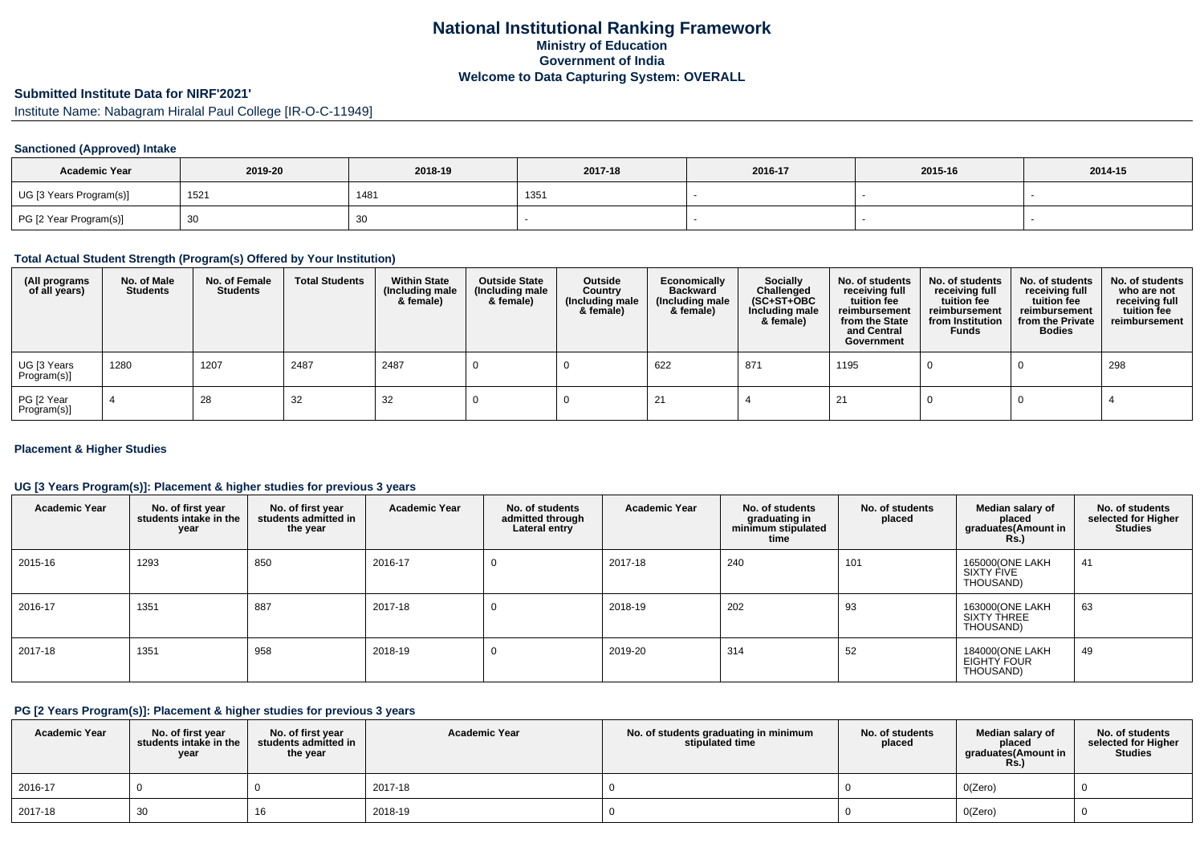# National Institutional Ranking Framework

**Ministry of Education**
**Government of India**
**Welcome to Data Capturing System: OVERALL**

## Submitted Institute Data for NIRF'2021'

Institute Name: Nabagram Hiralal Paul College [IR-O-C-11949]

### Sanctioned (Approved) Intake

| Academic Year | 2019-20 | 2018-19 | 2017-18 | 2016-17 | 2015-16 | 2014-15 |
|---|---|---|---|---|---|---|
| UG [3 Years Program(s)] | 1521 | 1481 | 1351 | - | - | - |
| PG [2 Year Program(s)] | 30 | 30 | - | - | - | - |

### Total Actual Student Strength (Program(s) Offered by Your Institution)

| (All programs of all years) | No. of Male Students | No. of Female Students | Total Students | Within State (Including male & female) | Outside State (Including male & female) | Outside Country (Including male & female) | Economically Backward (Including male & female) | Socially Challenged (SC+ST+OBC Including male & female) | No. of students receiving full tuition fee reimbursement from the State and Central Government | No. of students receiving full tuition fee reimbursement from Institution Funds | No. of students receiving full tuition fee reimbursement from the Private Bodies | No. of students who are not receiving full tuition fee reimbursement |
|---|---|---|---|---|---|---|---|---|---|---|---|---|
| UG [3 Years Program(s)] | 1280 | 1207 | 2487 | 2487 | 0 | 0 | 622 | 871 | 1195 | 0 | 0 | 298 |
| PG [2 Year Program(s)] | 4 | 28 | 32 | 32 | 0 | 0 | 21 | 4 | 21 | 0 | 0 | 4 |

### Placement & Higher Studies

#### UG [3 Years Program(s)]: Placement & higher studies for previous 3 years

| Academic Year | No. of first year students intake in the year | No. of first year students admitted in the year | Academic Year | No. of students admitted through Lateral entry | Academic Year | No. of students graduating in minimum stipulated time | No. of students placed | Median salary of placed graduates(Amount in Rs.) | No. of students selected for Higher Studies |
|---|---|---|---|---|---|---|---|---|---|
| 2015-16 | 1293 | 850 | 2016-17 | 0 | 2017-18 | 240 | 101 | 165000(ONE LAKH SIXTY FIVE THOUSAND) | 41 |
| 2016-17 | 1351 | 887 | 2017-18 | 0 | 2018-19 | 202 | 93 | 163000(ONE LAKH SIXTY THREE THOUSAND) | 63 |
| 2017-18 | 1351 | 958 | 2018-19 | 0 | 2019-20 | 314 | 52 | 184000(ONE LAKH EIGHTY FOUR THOUSAND) | 49 |

#### PG [2 Years Program(s)]: Placement & higher studies for previous 3 years

| Academic Year | No. of first year students intake in the year | No. of first year students admitted in the year | Academic Year | No. of students graduating in minimum stipulated time | No. of students placed | Median salary of placed graduates(Amount in Rs.) | No. of students selected for Higher Studies |
|---|---|---|---|---|---|---|---|
| 2016-17 | 0 | 0 | 2017-18 | 0 | 0 | 0(Zero) | 0 |
| 2017-18 | 30 | 16 | 2018-19 | 0 | 0 | 0(Zero) | 0 |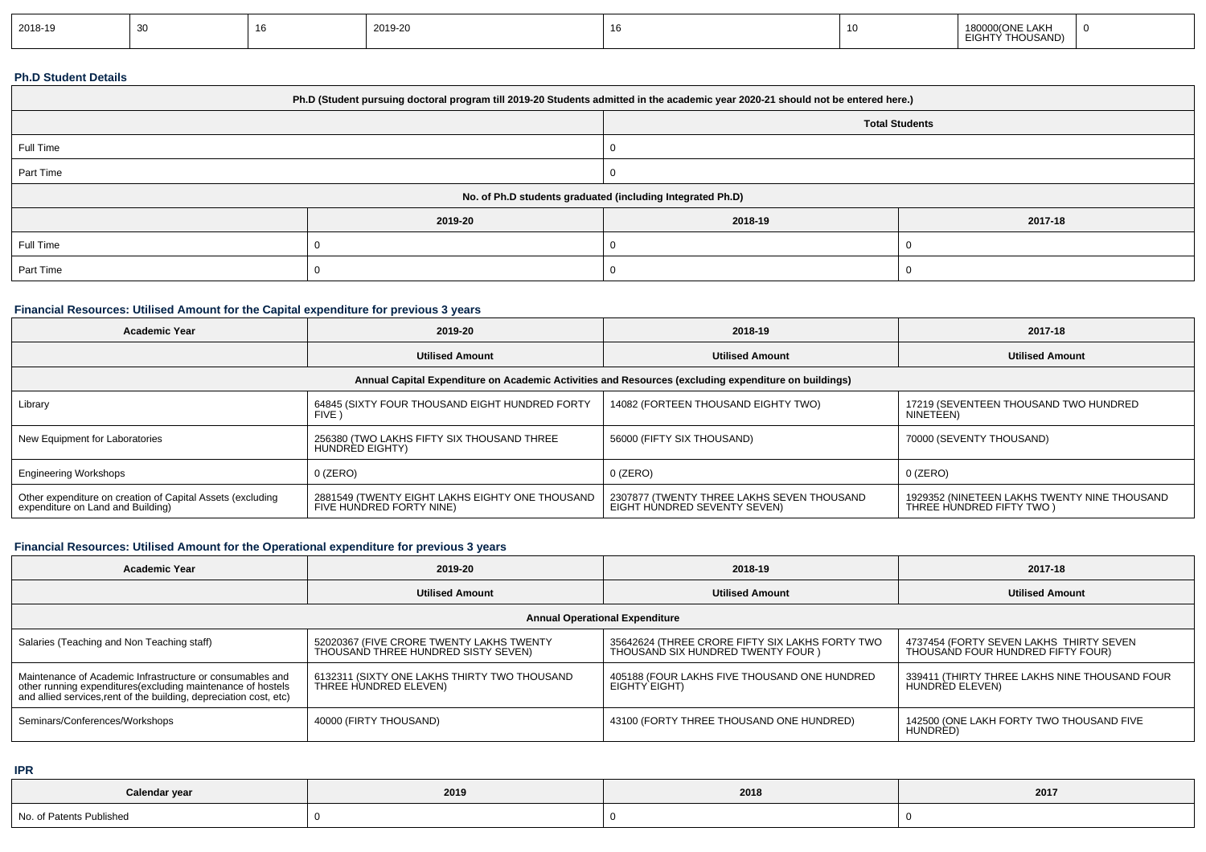| 2018-19 | 30 | 16 | 2019-20 | 16 | 10 | 180000(ONE LAKH EIGHTY THOUSAND) | 0 |
|---|---|---|---|---|---|---|---|

**Ph.D Student Details**

| Ph.D (Student pursuing doctoral program till 2019-20 Students admitted in the academic year 2020-21 should not be entered here.) | | |
|---|---|---|
| | Total Students | |
| Full Time | 0 | |
| Part Time | 0 | |
| No. of Ph.D students graduated (including Integrated Ph.D) | | |
| | 2019-20 | 2018-19 | 2017-18 |
| Full Time | 0 | 0 | 0 |
| Part Time | 0 | 0 | 0 |

### Financial Resources: Utilised Amount for the Capital expenditure for previous 3 years

| Academic Year | 2019-20 | 2018-19 | 2017-18 |
|---|---|---|---|
| | Utilised Amount | Utilised Amount | Utilised Amount |
| Annual Capital Expenditure on Academic Activities and Resources (excluding expenditure on buildings) | | | |
| Library | 64845 (SIXTY FOUR THOUSAND EIGHT HUNDRED FORTY FIVE ) | 14082 (FORTEEN THOUSAND EIGHTY TWO) | 17219 (SEVENTEEN THOUSAND TWO HUNDRED NINETEEN) |
| New Equipment for Laboratories | 256380 (TWO LAKHS FIFTY SIX THOUSAND THREE HUNDRED EIGHTY) | 56000 (FIFTY SIX THOUSAND) | 70000 (SEVENTY THOUSAND) |
| Engineering Workshops | 0 (ZERO) | 0 (ZERO) | 0 (ZERO) |
| Other expenditure on creation of Capital Assets (excluding expenditure on Land and Building) | 2881549 (TWENTY EIGHT LAKHS EIGHTY ONE THOUSAND FIVE HUNDRED FORTY NINE) | 2307877 (TWENTY THREE LAKHS SEVEN THOUSAND EIGHT HUNDRED SEVENTY SEVEN) | 1929352 (NINETEEN LAKHS TWENTY NINE THOUSAND THREE HUNDRED FIFTY TWO ) |

### Financial Resources: Utilised Amount for the Operational expenditure for previous 3 years

| Academic Year | 2019-20 | 2018-19 | 2017-18 |
|---|---|---|---|
| | Utilised Amount | Utilised Amount | Utilised Amount |
| Annual Operational Expenditure | | | |
| Salaries (Teaching and Non Teaching staff) | 52020367 (FIVE CRORE TWENTY LAKHS TWENTY THOUSAND THREE HUNDRED SISTY SEVEN) | 35642624 (THREE CRORE FIFTY SIX LAKHS FORTY TWO THOUSAND SIX HUNDRED TWENTY FOUR ) | 4737454 (FORTY SEVEN LAKHS THIRTY SEVEN THOUSAND FOUR HUNDRED FIFTY FOUR) |
| Maintenance of Academic Infrastructure or consumables and other running expenditures(excluding maintenance of hostels and allied services,rent of the building, depreciation cost, etc) | 6132311 (SIXTY ONE LAKHS THIRTY TWO THOUSAND THREE HUNDRED ELEVEN) | 405188 (FOUR LAKHS FIVE THOUSAND ONE HUNDRED EIGHTY EIGHT) | 339411 (THIRTY THREE LAKHS NINE THOUSAND FOUR HUNDRED ELEVEN) |
| Seminars/Conferences/Workshops | 40000 (FIRTY THOUSAND) | 43100 (FORTY THREE THOUSAND ONE HUNDRED) | 142500 (ONE LAKH FORTY TWO THOUSAND FIVE HUNDRED) |

**IPR**

| Calendar year | 2019 | 2018 | 2017 |
|---|---|---|---|
| No. of Patents Published | 0 | 0 | 0 |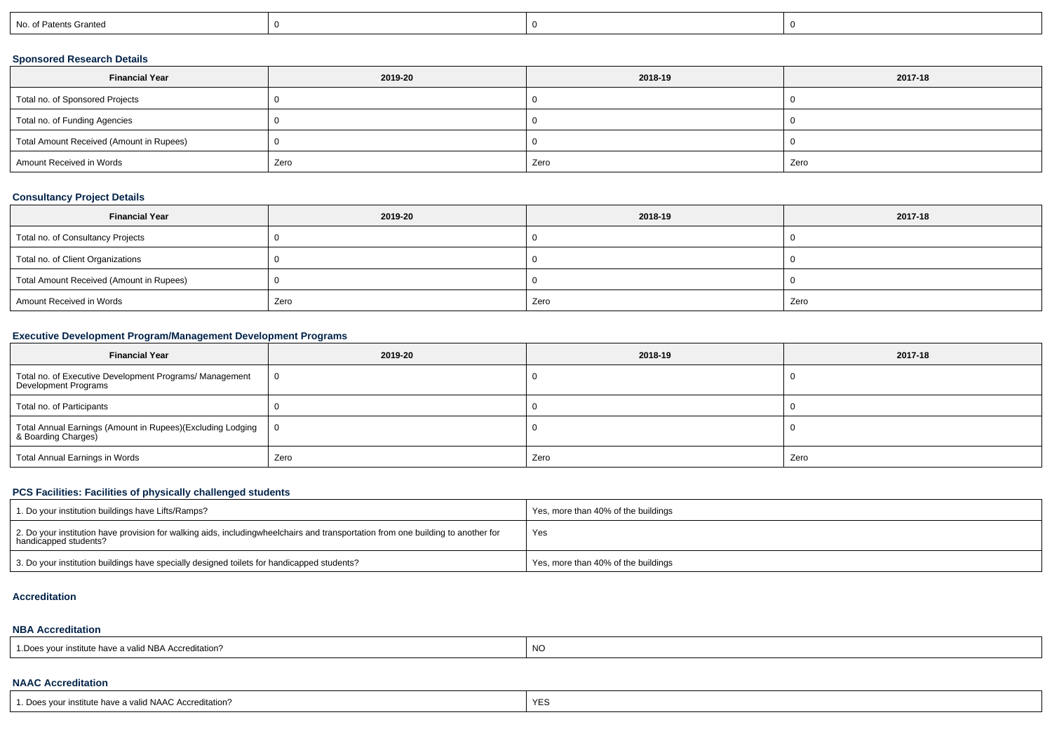| No. of Patents Granted | 0 | 0 | 0 |
|---|---|---|---|

### Sponsored Research Details

| Financial Year | 2019-20 | 2018-19 | 2017-18 |
|---|---|---|---|
| Total no. of Sponsored Projects | 0 | 0 | 0 |
| Total no. of Funding Agencies | 0 | 0 | 0 |
| Total Amount Received (Amount in Rupees) | 0 | 0 | 0 |
| Amount Received in Words | Zero | Zero | Zero |

### Consultancy Project Details

| Financial Year | 2019-20 | 2018-19 | 2017-18 |
|---|---|---|---|
| Total no. of Consultancy Projects | 0 | 0 | 0 |
| Total no. of Client Organizations | 0 | 0 | 0 |
| Total Amount Received (Amount in Rupees) | 0 | 0 | 0 |
| Amount Received in Words | Zero | Zero | Zero |

### Executive Development Program/Management Development Programs

| Financial Year | 2019-20 | 2018-19 | 2017-18 |
|---|---|---|---|
| Total no. of Executive Development Programs/ Management Development Programs | 0 | 0 | 0 |
| Total no. of Participants | 0 | 0 | 0 |
| Total Annual Earnings (Amount in Rupees)(Excluding Lodging & Boarding Charges) | 0 | 0 | 0 |
| Total Annual Earnings in Words | Zero | Zero | Zero |

### PCS Facilities: Facilities of physically challenged students

| 1. Do your institution buildings have Lifts/Ramps? | Yes, more than 40% of the buildings |
|---|---|
| 2. Do your institution have provision for walking aids, includingwheelchairs and transportation from one building to another for handicapped students? | Yes |
| 3. Do your institution buildings have specially designed toilets for handicapped students? | Yes, more than 40% of the buildings |

### Accreditation

### NBA Accreditation

| 1.Does your institute have a valid NBA Accreditation? | NO |
|---|---|

### NAAC Accreditation

| 1. Does your institute have a valid NAAC Accreditation? | YES |
|---|---|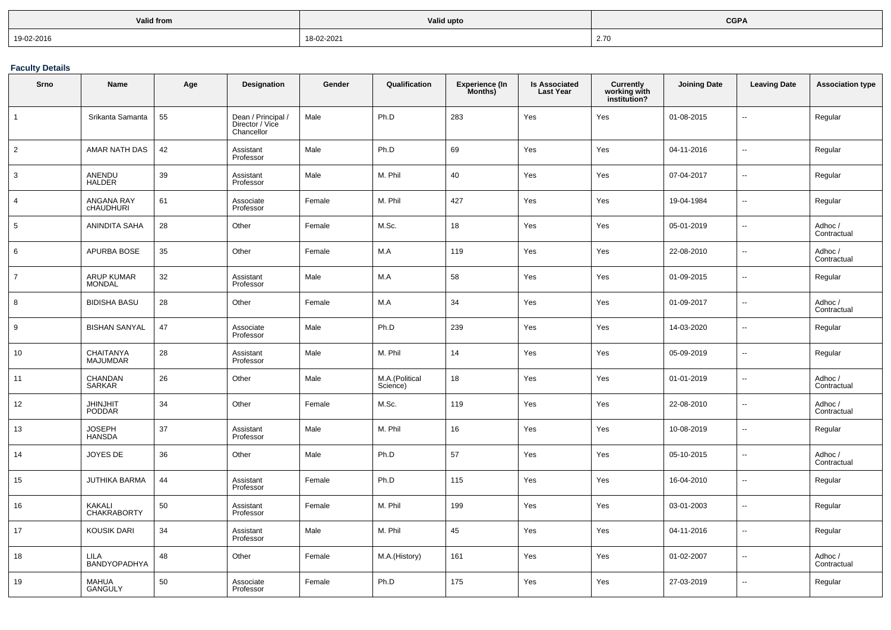| Valid from | Valid upto | CGPA |
|---|---|---|
| 19-02-2016 | 18-02-2021 | 2.70 |

**Faculty Details**

| Srno | Name | Age | Designation | Gender | Qualification | Experience (In Months) | Is Associated Last Year | Currently working with institution? | Joining Date | Leaving Date | Association type |
|---|---|---|---|---|---|---|---|---|---|---|---|
| 1 | Srikanta Samanta | 55 | Dean / Principal / Director / Vice Chancellor | Male | Ph.D | 283 | Yes | Yes | 01-08-2015 | -- | Regular |
| 2 | AMAR NATH DAS | 42 | Assistant Professor | Male | Ph.D | 69 | Yes | Yes | 04-11-2016 | -- | Regular |
| 3 | ANENDU HALDER | 39 | Assistant Professor | Male | M. Phil | 40 | Yes | Yes | 07-04-2017 | -- | Regular |
| 4 | ANGANA RAY cHAUDHURI | 61 | Associate Professor | Female | M. Phil | 427 | Yes | Yes | 19-04-1984 | -- | Regular |
| 5 | ANINDITA SAHA | 28 | Other | Female | M.Sc. | 18 | Yes | Yes | 05-01-2019 | -- | Adhoc / Contractual |
| 6 | APURBA BOSE | 35 | Other | Female | M.A | 119 | Yes | Yes | 22-08-2010 | -- | Adhoc / Contractual |
| 7 | ARUP KUMAR MONDAL | 32 | Assistant Professor | Male | M.A | 58 | Yes | Yes | 01-09-2015 | -- | Regular |
| 8 | BIDISHA BASU | 28 | Other | Female | M.A | 34 | Yes | Yes | 01-09-2017 | -- | Adhoc / Contractual |
| 9 | BISHAN SANYAL | 47 | Associate Professor | Male | Ph.D | 239 | Yes | Yes | 14-03-2020 | -- | Regular |
| 10 | CHAITANYA MAJUMDAR | 28 | Assistant Professor | Male | M. Phil | 14 | Yes | Yes | 05-09-2019 | -- | Regular |
| 11 | CHANDAN SARKAR | 26 | Other | Male | M.A.(Political Science) | 18 | Yes | Yes | 01-01-2019 | -- | Adhoc / Contractual |
| 12 | JHINJHIT PODDAR | 34 | Other | Female | M.Sc. | 119 | Yes | Yes | 22-08-2010 | -- | Adhoc / Contractual |
| 13 | JOSEPH HANSDA | 37 | Assistant Professor | Male | M. Phil | 16 | Yes | Yes | 10-08-2019 | -- | Regular |
| 14 | JOYES DE | 36 | Other | Male | Ph.D | 57 | Yes | Yes | 05-10-2015 | -- | Adhoc / Contractual |
| 15 | JUTHIKA BARMA | 44 | Assistant Professor | Female | Ph.D | 115 | Yes | Yes | 16-04-2010 | -- | Regular |
| 16 | KAKALI CHAKRABORTY | 50 | Assistant Professor | Female | M. Phil | 199 | Yes | Yes | 03-01-2003 | -- | Regular |
| 17 | KOUSIK DARI | 34 | Assistant Professor | Male | M. Phil | 45 | Yes | Yes | 04-11-2016 | -- | Regular |
| 18 | LILA BANDYOPADHYA | 48 | Other | Female | M.A.(History) | 161 | Yes | Yes | 01-02-2007 | -- | Adhoc / Contractual |
| 19 | MAHUA GANGULY | 50 | Associate Professor | Female | Ph.D | 175 | Yes | Yes | 27-03-2019 | -- | Regular |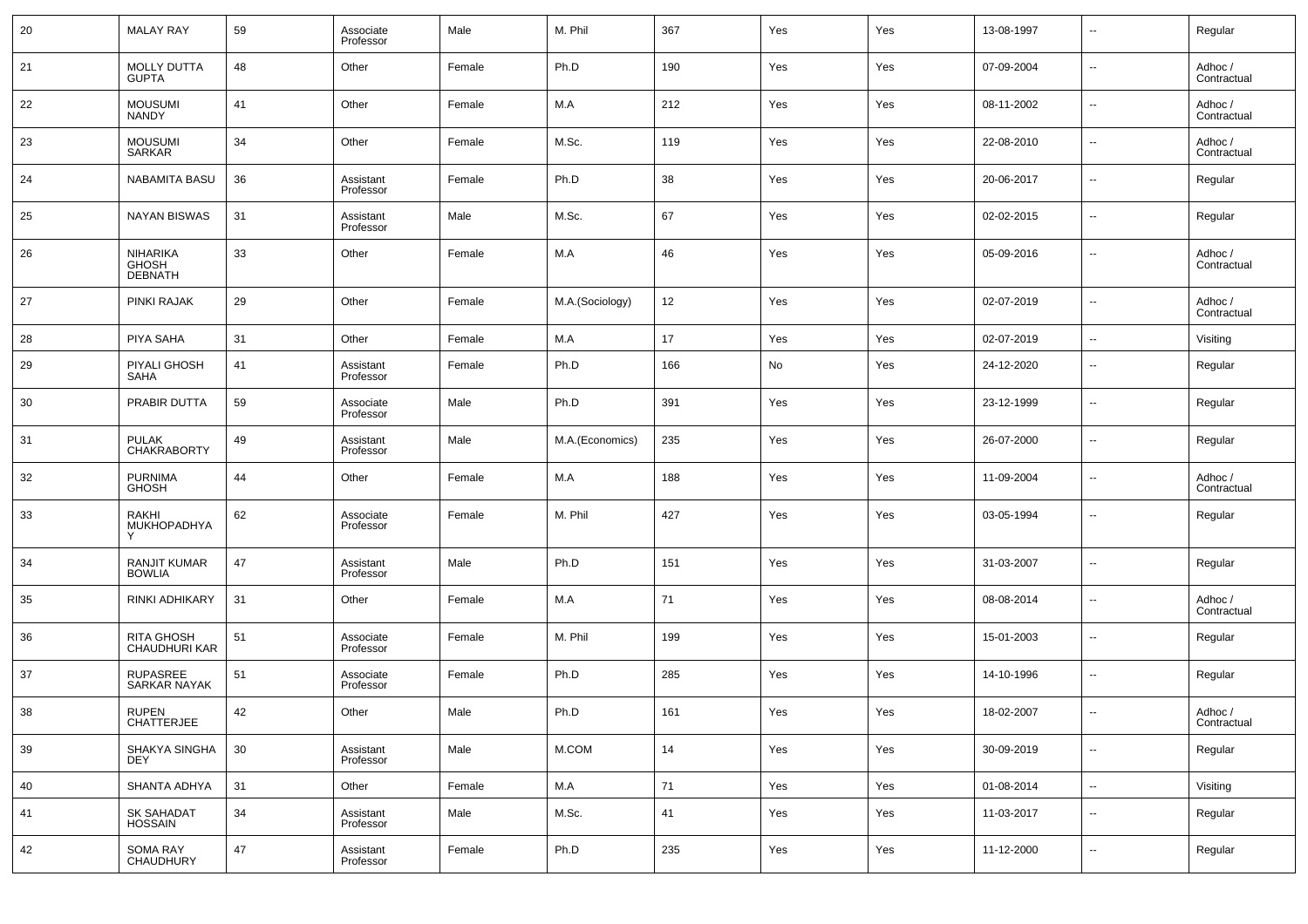| 20 | MALAY RAY | 59 | Associate Professor | Male | M. Phil | 367 | Yes | Yes | 13-08-1997 | -- | Regular |
|---|---|---|---|---|---|---|---|---|---|---|---|
| 21 | MOLLY DUTTA GUPTA | 48 | Other | Female | Ph.D | 190 | Yes | Yes | 07-09-2004 | -- | Adhoc / Contractual |
| 22 | MOUSUMI NANDY | 41 | Other | Female | M.A | 212 | Yes | Yes | 08-11-2002 | -- | Adhoc / Contractual |
| 23 | MOUSUMI SARKAR | 34 | Other | Female | M.Sc. | 119 | Yes | Yes | 22-08-2010 | -- | Adhoc / Contractual |
| 24 | NABAMITA BASU | 36 | Assistant Professor | Female | Ph.D | 38 | Yes | Yes | 20-06-2017 | -- | Regular |
| 25 | NAYAN BISWAS | 31 | Assistant Professor | Male | M.Sc. | 67 | Yes | Yes | 02-02-2015 | -- | Regular |
| 26 | NIHARIKA GHOSH DEBNATH | 33 | Other | Female | M.A | 46 | Yes | Yes | 05-09-2016 | -- | Adhoc / Contractual |
| 27 | PINKI RAJAK | 29 | Other | Female | M.A.(Sociology) | 12 | Yes | Yes | 02-07-2019 | -- | Adhoc / Contractual |
| 28 | PIYA SAHA | 31 | Other | Female | M.A | 17 | Yes | Yes | 02-07-2019 | -- | Visiting |
| 29 | PIYALI GHOSH SAHA | 41 | Assistant Professor | Female | Ph.D | 166 | No | Yes | 24-12-2020 | -- | Regular |
| 30 | PRABIR DUTTA | 59 | Associate Professor | Male | Ph.D | 391 | Yes | Yes | 23-12-1999 | -- | Regular |
| 31 | PULAK CHAKRABORTY | 49 | Assistant Professor | Male | M.A.(Economics) | 235 | Yes | Yes | 26-07-2000 | -- | Regular |
| 32 | PURNIMA GHOSH | 44 | Other | Female | M.A | 188 | Yes | Yes | 11-09-2004 | -- | Adhoc / Contractual |
| 33 | RAKHI MUKHOPADHYAY | 62 | Associate Professor | Female | M. Phil | 427 | Yes | Yes | 03-05-1994 | -- | Regular |
| 34 | RANJIT KUMAR BOWLIA | 47 | Assistant Professor | Male | Ph.D | 151 | Yes | Yes | 31-03-2007 | -- | Regular |
| 35 | RINKI ADHIKARY | 31 | Other | Female | M.A | 71 | Yes | Yes | 08-08-2014 | -- | Adhoc / Contractual |
| 36 | RITA GHOSH CHAUDHURI KAR | 51 | Associate Professor | Female | M. Phil | 199 | Yes | Yes | 15-01-2003 | -- | Regular |
| 37 | RUPASREE SARKAR NAYAK | 51 | Associate Professor | Female | Ph.D | 285 | Yes | Yes | 14-10-1996 | -- | Regular |
| 38 | RUPEN CHATTERJEE | 42 | Other | Male | Ph.D | 161 | Yes | Yes | 18-02-2007 | -- | Adhoc / Contractual |
| 39 | SHAKYA SINGHA DEY | 30 | Assistant Professor | Male | M.COM | 14 | Yes | Yes | 30-09-2019 | -- | Regular |
| 40 | SHANTA ADHYA | 31 | Other | Female | M.A | 71 | Yes | Yes | 01-08-2014 | -- | Visiting |
| 41 | SK SAHADAT HOSSAIN | 34 | Assistant Professor | Male | M.Sc. | 41 | Yes | Yes | 11-03-2017 | -- | Regular |
| 42 | SOMA RAY CHAUDHURY | 47 | Assistant Professor | Female | Ph.D | 235 | Yes | Yes | 11-12-2000 | -- | Regular |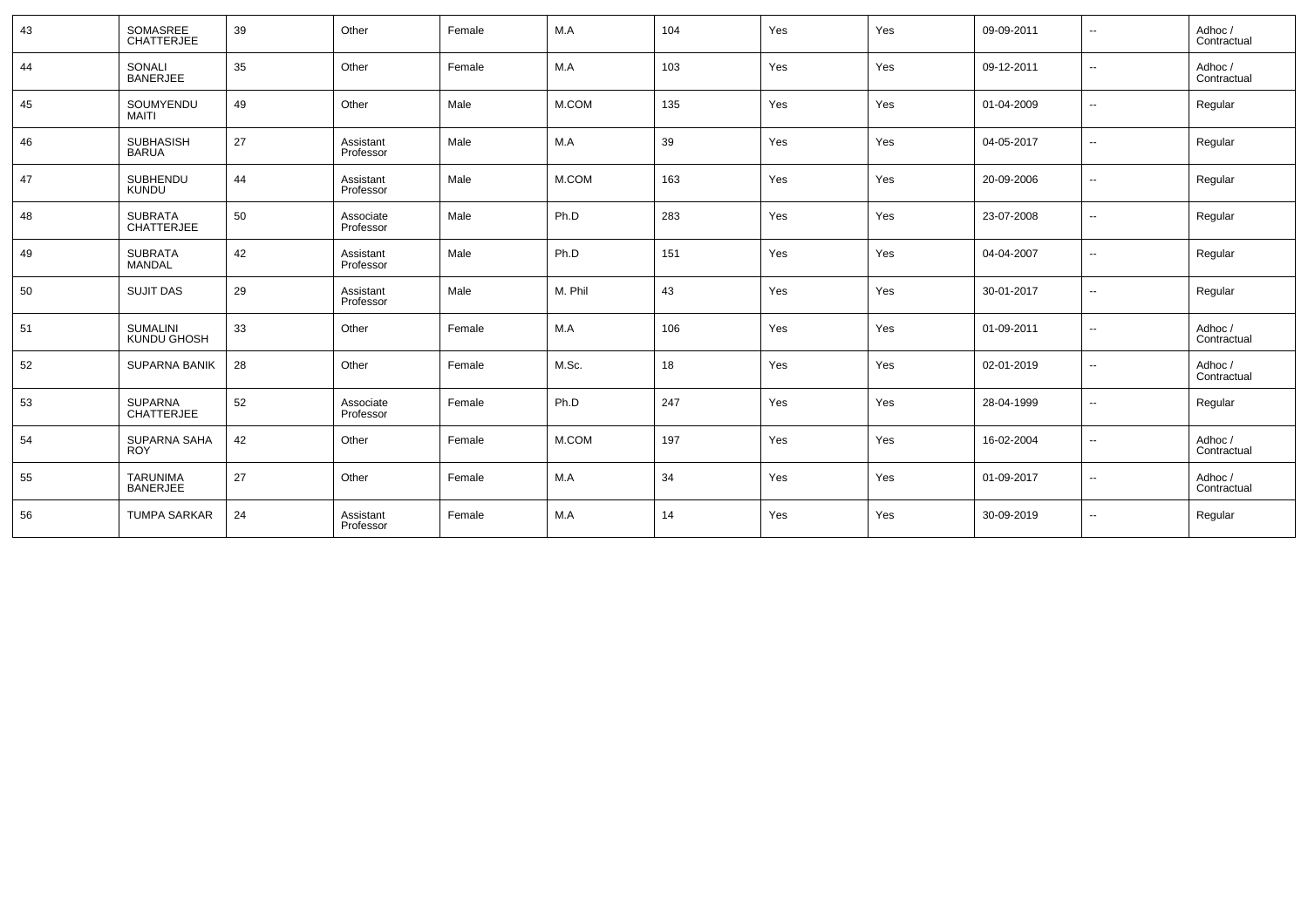| 43 | SOMASREE CHATTERJEE | 39 | Other | Female | M.A | 104 | Yes | Yes | 09-09-2011 | -- | Adhoc / Contractual |
|---|---|---|---|---|---|---|---|---|---|---|---|
| 44 | SONALI BANERJEE | 35 | Other | Female | M.A | 103 | Yes | Yes | 09-12-2011 | -- | Adhoc / Contractual |
| 45 | SOUMYENDU MAITI | 49 | Other | Male | M.COM | 135 | Yes | Yes | 01-04-2009 | -- | Regular |
| 46 | SUBHASISH BARUA | 27 | Assistant Professor | Male | M.A | 39 | Yes | Yes | 04-05-2017 | -- | Regular |
| 47 | SUBHENDU KUNDU | 44 | Assistant Professor | Male | M.COM | 163 | Yes | Yes | 20-09-2006 | -- | Regular |
| 48 | SUBRATA CHATTERJEE | 50 | Associate Professor | Male | Ph.D | 283 | Yes | Yes | 23-07-2008 | -- | Regular |
| 49 | SUBRATA MANDAL | 42 | Assistant Professor | Male | Ph.D | 151 | Yes | Yes | 04-04-2007 | -- | Regular |
| 50 | SUJIT DAS | 29 | Assistant Professor | Male | M. Phil | 43 | Yes | Yes | 30-01-2017 | -- | Regular |
| 51 | SUMALINI KUNDU GHOSH | 33 | Other | Female | M.A | 106 | Yes | Yes | 01-09-2011 | -- | Adhoc / Contractual |
| 52 | SUPARNA BANIK | 28 | Other | Female | M.Sc. | 18 | Yes | Yes | 02-01-2019 | -- | Adhoc / Contractual |
| 53 | SUPARNA CHATTERJEE | 52 | Associate Professor | Female | Ph.D | 247 | Yes | Yes | 28-04-1999 | -- | Regular |
| 54 | SUPARNA SAHA ROY | 42 | Other | Female | M.COM | 197 | Yes | Yes | 16-02-2004 | -- | Adhoc / Contractual |
| 55 | TARUNIMA BANERJEE | 27 | Other | Female | M.A | 34 | Yes | Yes | 01-09-2017 | -- | Adhoc / Contractual |
| 56 | TUMPA SARKAR | 24 | Assistant Professor | Female | M.A | 14 | Yes | Yes | 30-09-2019 | -- | Regular |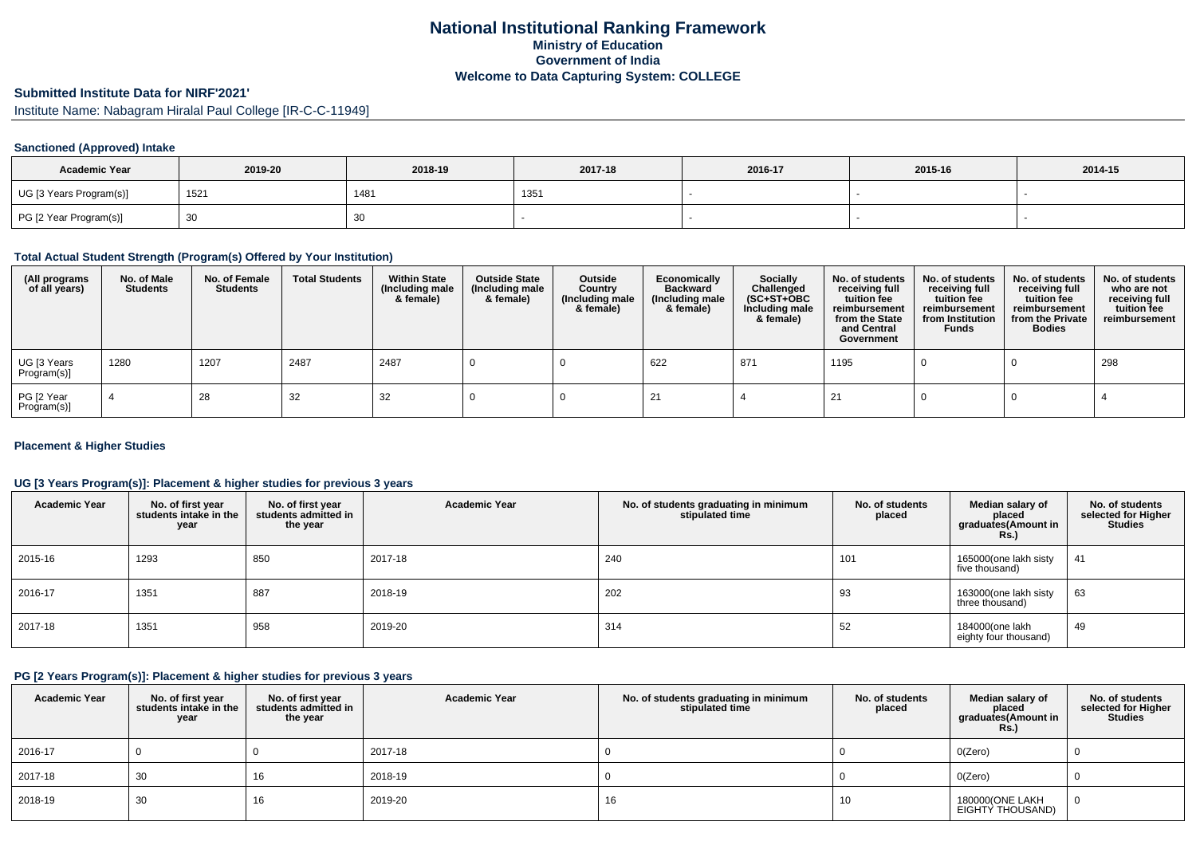# National Institutional Ranking Framework
## Ministry of Education
## Government of India
## Welcome to Data Capturing System: COLLEGE

**Submitted Institute Data for NIRF'2021'**

Institute Name: Nabagram Hiralal Paul College [IR-C-C-11949]

### Sanctioned (Approved) Intake

| Academic Year | 2019-20 | 2018-19 | 2017-18 | 2016-17 | 2015-16 | 2014-15 |
|---|---|---|---|---|---|---|
| UG [3 Years Program(s)] | 1521 | 1481 | 1351 | - | - | - |
| PG [2 Year Program(s)] | 30 | 30 | - | - | - | - |

### Total Actual Student Strength (Program(s) Offered by Your Institution)

| (All programs of all years) | No. of Male Students | No. of Female Students | Total Students | Within State (Including male & female) | Outside State (Including male & female) | Outside Country (Including male & female) | Economically Backward (Including male & female) | Socially Challenged (SC+ST+OBC Including male & female) | No. of students receiving full tuition fee reimbursement from the State and Central Government | No. of students receiving full tuition fee reimbursement from Institution Funds | No. of students receiving full tuition fee reimbursement from the Private Bodies | No. of students who are not receiving full tuition fee reimbursement |
|---|---|---|---|---|---|---|---|---|---|---|---|---|
| UG [3 Years Program(s)] | 1280 | 1207 | 2487 | 2487 | 0 | 0 | 622 | 871 | 1195 | 0 | 0 | 298 |
| PG [2 Year Program(s)] | 4 | 28 | 32 | 32 | 0 | 0 | 21 | 4 | 21 | 0 | 0 | 4 |

### Placement & Higher Studies

### UG [3 Years Program(s)]: Placement & higher studies for previous 3 years

| Academic Year | No. of first year students intake in the year | No. of first year students admitted in the year | Academic Year | No. of students graduating in minimum stipulated time | No. of students placed | Median salary of placed graduates(Amount in Rs.) | No. of students selected for Higher Studies |
|---|---|---|---|---|---|---|---|
| 2015-16 | 1293 | 850 | 2017-18 | 240 | 101 | 165000(one lakh sisty five thousand) | 41 |
| 2016-17 | 1351 | 887 | 2018-19 | 202 | 93 | 163000(one lakh sisty three thousand) | 63 |
| 2017-18 | 1351 | 958 | 2019-20 | 314 | 52 | 184000(one lakh eighty four thousand) | 49 |

### PG [2 Years Program(s)]: Placement & higher studies for previous 3 years

| Academic Year | No. of first year students intake in the year | No. of first year students admitted in the year | Academic Year | No. of students graduating in minimum stipulated time | No. of students placed | Median salary of placed graduates(Amount in Rs.) | No. of students selected for Higher Studies |
|---|---|---|---|---|---|---|---|
| 2016-17 | 0 | 0 | 2017-18 | 0 | 0 | 0(Zero) | 0 |
| 2017-18 | 30 | 16 | 2018-19 | 0 | 0 | 0(Zero) | 0 |
| 2018-19 | 30 | 16 | 2019-20 | 16 | 10 | 180000(ONE LAKH EIGHTY THOUSAND) | 0 |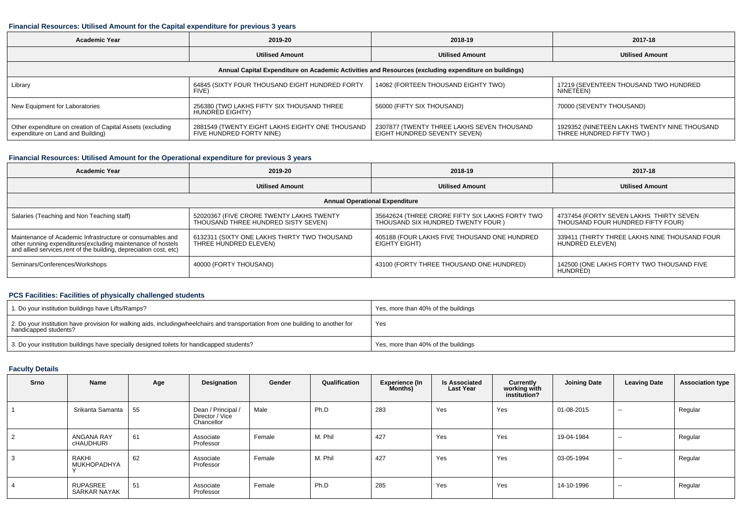### Financial Resources: Utilised Amount for the Capital expenditure for previous 3 years

| Academic Year | 2019-20 | 2018-19 | 2017-18 |
|---|---|---|---|
| | Utilised Amount | Utilised Amount | Utilised Amount |
| Annual Capital Expenditure on Academic Activities and Resources (excluding expenditure on buildings) | | | |
| Library | 64845 (SIXTY FOUR THOUSAND EIGHT HUNDRED FORTY FIVE) | 14082 (FORTEEN THOUSAND EIGHTY TWO) | 17219 (SEVENTEEN THOUSAND TWO HUNDRED NINETEEN) |
| New Equipment for Laboratories | 256380 (TWO LAKHS FIFTY SIX THOUSAND THREE HUNDRED EIGHTY) | 56000 (FIFTY SIX THOUSAND) | 70000 (SEVENTY THOUSAND) |
| Other expenditure on creation of Capital Assets (excluding expenditure on Land and Building) | 2881549 (TWENTY EIGHT LAKHS EIGHTY ONE THOUSAND FIVE HUNDRED FORTY NINE) | 2307877 (TWENTY THREE LAKHS SEVEN THOUSAND EIGHT HUNDRED SEVENTY SEVEN) | 1929352 (NINETEEN LAKHS TWENTY NINE THOUSAND THREE HUNDRED FIFTY TWO ) |

### Financial Resources: Utilised Amount for the Operational expenditure for previous 3 years

| Academic Year | 2019-20 | 2018-19 | 2017-18 |
|---|---|---|---|
| | Utilised Amount | Utilised Amount | Utilised Amount |
| Annual Operational Expenditure | | | |
| Salaries (Teaching and Non Teaching staff) | 52020367 (FIVE CRORE TWENTY LAKHS TWENTY THOUSAND THREE HUNDRED SISTY SEVEN) | 35642624 (THREE CRORE FIFTY SIX LAKHS FORTY TWO THOUSAND SIX HUNDRED TWENTY FOUR ) | 4737454 (FORTY SEVEN LAKHS THIRTY SEVEN THOUSAND FOUR HUNDRED FIFTY FOUR) |
| Maintenance of Academic Infrastructure or consumables and other running expenditures(excluding maintenance of hostels and allied services,rent of the building, depreciation cost, etc) | 6132311 (SIXTY ONE LAKHS THIRTY TWO THOUSAND THREE HUNDRED ELEVEN) | 405188 (FOUR LAKHS FIVE THOUSAND ONE HUNDRED EIGHTY EIGHT) | 339411 (THIRTY THREE LAKHS NINE THOUSAND FOUR HUNDRED ELEVEN) |
| Seminars/Conferences/Workshops | 40000 (FORTY THOUSAND) | 43100 (FORTY THREE THOUSAND ONE HUNDRED) | 142500 (ONE LAKHS FORTY TWO THOUSAND FIVE HUNDRED) |

### PCS Facilities: Facilities of physically challenged students

| | |
|---|---|
| 1. Do your institution buildings have Lifts/Ramps? | Yes, more than 40% of the buildings |
| 2. Do your institution have provision for walking aids, includingwheelchairs and transportation from one building to another for handicapped students? | Yes |
| 3. Do your institution buildings have specially designed toilets for handicapped students? | Yes, more than 40% of the buildings |

### Faculty Details

| Srno | Name | Age | Designation | Gender | Qualification | Experience (In Months) | Is Associated Last Year | Currently working with institution? | Joining Date | Leaving Date | Association type |
|---|---|---|---|---|---|---|---|---|---|---|---|
| 1 | Srikanta Samanta | 55 | Dean / Principal / Director / Vice Chancellor | Male | Ph.D | 283 | Yes | Yes | 01-08-2015 | -- | Regular |
| 2 | ANGANA RAY cHAUDHURI | 61 | Associate Professor | Female | M. Phil | 427 | Yes | Yes | 19-04-1984 | -- | Regular |
| 3 | RAKHI MUKHOPADHYAY | 62 | Associate Professor | Female | M. Phil | 427 | Yes | Yes | 03-05-1994 | -- | Regular |
| 4 | RUPASREE SARKAR NAYAK | 51 | Associate Professor | Female | Ph.D | 285 | Yes | Yes | 14-10-1996 | -- | Regular |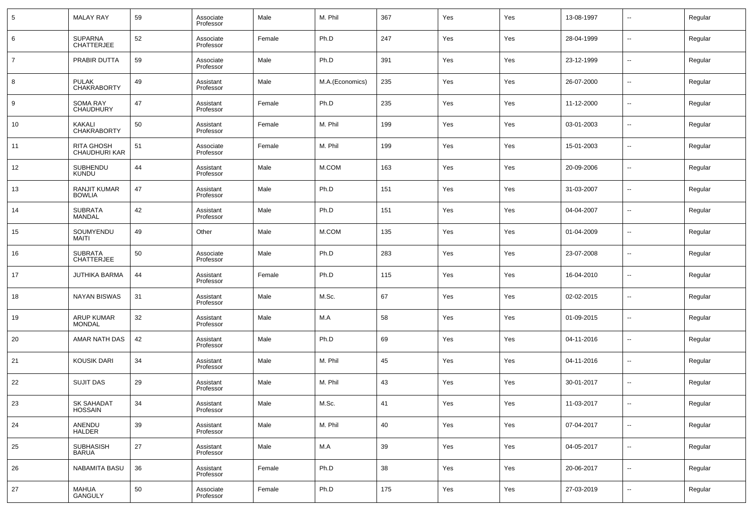| 5 | MALAY RAY | 59 | Associate Professor | Male | M. Phil | 367 | Yes | Yes | 13-08-1997 | -- | Regular |
|---|---|---|---|---|---|---|---|---|---|---|---|
| 6 | SUPARNA CHATTERJEE | 52 | Associate Professor | Female | Ph.D | 247 | Yes | Yes | 28-04-1999 | -- | Regular |
| 7 | PRABIR DUTTA | 59 | Associate Professor | Male | Ph.D | 391 | Yes | Yes | 23-12-1999 | -- | Regular |
| 8 | PULAK CHAKRABORTY | 49 | Assistant Professor | Male | M.A.(Economics) | 235 | Yes | Yes | 26-07-2000 | -- | Regular |
| 9 | SOMA RAY CHAUDHURY | 47 | Assistant Professor | Female | Ph.D | 235 | Yes | Yes | 11-12-2000 | -- | Regular |
| 10 | KAKALI CHAKRABORTY | 50 | Assistant Professor | Female | M. Phil | 199 | Yes | Yes | 03-01-2003 | -- | Regular |
| 11 | RITA GHOSH CHAUDHURI KAR | 51 | Associate Professor | Female | M. Phil | 199 | Yes | Yes | 15-01-2003 | -- | Regular |
| 12 | SUBHENDU KUNDU | 44 | Assistant Professor | Male | M.COM | 163 | Yes | Yes | 20-09-2006 | -- | Regular |
| 13 | RANJIT KUMAR BOWLIA | 47 | Assistant Professor | Male | Ph.D | 151 | Yes | Yes | 31-03-2007 | -- | Regular |
| 14 | SUBRATA MANDAL | 42 | Assistant Professor | Male | Ph.D | 151 | Yes | Yes | 04-04-2007 | -- | Regular |
| 15 | SOUMYENDU MAITI | 49 | Other | Male | M.COM | 135 | Yes | Yes | 01-04-2009 | -- | Regular |
| 16 | SUBRATA CHATTERJEE | 50 | Associate Professor | Male | Ph.D | 283 | Yes | Yes | 23-07-2008 | -- | Regular |
| 17 | JUTHIKA BARMA | 44 | Assistant Professor | Female | Ph.D | 115 | Yes | Yes | 16-04-2010 | -- | Regular |
| 18 | NAYAN BISWAS | 31 | Assistant Professor | Male | M.Sc. | 67 | Yes | Yes | 02-02-2015 | -- | Regular |
| 19 | ARUP KUMAR MONDAL | 32 | Assistant Professor | Male | M.A | 58 | Yes | Yes | 01-09-2015 | -- | Regular |
| 20 | AMAR NATH DAS | 42 | Assistant Professor | Male | Ph.D | 69 | Yes | Yes | 04-11-2016 | -- | Regular |
| 21 | KOUSIK DARI | 34 | Assistant Professor | Male | M. Phil | 45 | Yes | Yes | 04-11-2016 | -- | Regular |
| 22 | SUJIT DAS | 29 | Assistant Professor | Male | M. Phil | 43 | Yes | Yes | 30-01-2017 | -- | Regular |
| 23 | SK SAHADAT HOSSAIN | 34 | Assistant Professor | Male | M.Sc. | 41 | Yes | Yes | 11-03-2017 | -- | Regular |
| 24 | ANENDU HALDER | 39 | Assistant Professor | Male | M. Phil | 40 | Yes | Yes | 07-04-2017 | -- | Regular |
| 25 | SUBHASISH BARUA | 27 | Assistant Professor | Male | M.A | 39 | Yes | Yes | 04-05-2017 | -- | Regular |
| 26 | NABAMITA BASU | 36 | Assistant Professor | Female | Ph.D | 38 | Yes | Yes | 20-06-2017 | -- | Regular |
| 27 | MAHUA GANGULY | 50 | Associate Professor | Female | Ph.D | 175 | Yes | Yes | 27-03-2019 | -- | Regular |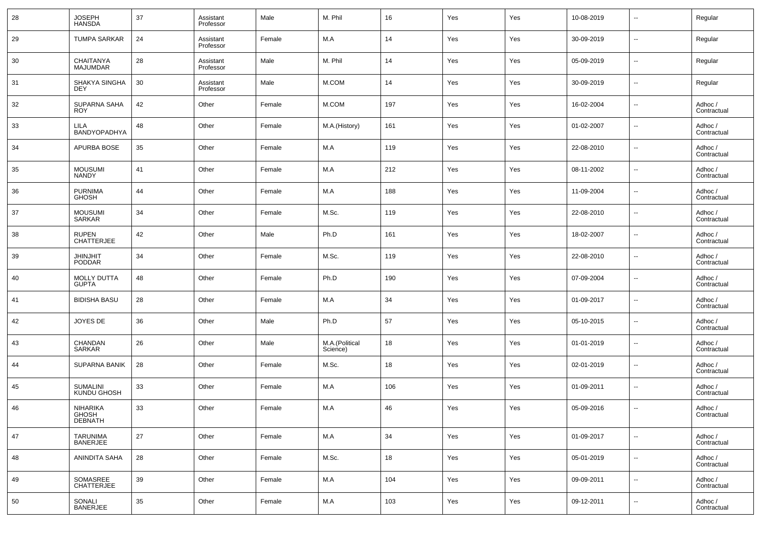| 28 | JOSEPH HANSDA | 37 | Assistant Professor | Male | M. Phil | 16 | Yes | Yes | 10-08-2019 | -- | Regular |
|---|---|---|---|---|---|---|---|---|---|---|---|
| 29 | TUMPA SARKAR | 24 | Assistant Professor | Female | M.A | 14 | Yes | Yes | 30-09-2019 | -- | Regular |
| 30 | CHAITANYA MAJUMDAR | 28 | Assistant Professor | Male | M. Phil | 14 | Yes | Yes | 05-09-2019 | -- | Regular |
| 31 | SHAKYA SINGHA DEY | 30 | Assistant Professor | Male | M.COM | 14 | Yes | Yes | 30-09-2019 | -- | Regular |
| 32 | SUPARNA SAHA ROY | 42 | Other | Female | M.COM | 197 | Yes | Yes | 16-02-2004 | -- | Adhoc / Contractual |
| 33 | LILA BANDYOPADHYA | 48 | Other | Female | M.A.(History) | 161 | Yes | Yes | 01-02-2007 | -- | Adhoc / Contractual |
| 34 | APURBA BOSE | 35 | Other | Female | M.A | 119 | Yes | Yes | 22-08-2010 | -- | Adhoc / Contractual |
| 35 | MOUSUMI NANDY | 41 | Other | Female | M.A | 212 | Yes | Yes | 08-11-2002 | -- | Adhoc / Contractual |
| 36 | PURNIMA GHOSH | 44 | Other | Female | M.A | 188 | Yes | Yes | 11-09-2004 | -- | Adhoc / Contractual |
| 37 | MOUSUMI SARKAR | 34 | Other | Female | M.Sc. | 119 | Yes | Yes | 22-08-2010 | -- | Adhoc / Contractual |
| 38 | RUPEN CHATTERJEE | 42 | Other | Male | Ph.D | 161 | Yes | Yes | 18-02-2007 | -- | Adhoc / Contractual |
| 39 | JHINJHIT PODDAR | 34 | Other | Female | M.Sc. | 119 | Yes | Yes | 22-08-2010 | -- | Adhoc / Contractual |
| 40 | MOLLY DUTTA GUPTA | 48 | Other | Female | Ph.D | 190 | Yes | Yes | 07-09-2004 | -- | Adhoc / Contractual |
| 41 | BIDISHA BASU | 28 | Other | Female | M.A | 34 | Yes | Yes | 01-09-2017 | -- | Adhoc / Contractual |
| 42 | JOYES DE | 36 | Other | Male | Ph.D | 57 | Yes | Yes | 05-10-2015 | -- | Adhoc / Contractual |
| 43 | CHANDAN SARKAR | 26 | Other | Male | M.A.(Political Science) | 18 | Yes | Yes | 01-01-2019 | -- | Adhoc / Contractual |
| 44 | SUPARNA BANIK | 28 | Other | Female | M.Sc. | 18 | Yes | Yes | 02-01-2019 | -- | Adhoc / Contractual |
| 45 | SUMALINI KUNDU GHOSH | 33 | Other | Female | M.A | 106 | Yes | Yes | 01-09-2011 | -- | Adhoc / Contractual |
| 46 | NIHARIKA GHOSH DEBNATH | 33 | Other | Female | M.A | 46 | Yes | Yes | 05-09-2016 | -- | Adhoc / Contractual |
| 47 | TARUNIMA BANERJEE | 27 | Other | Female | M.A | 34 | Yes | Yes | 01-09-2017 | -- | Adhoc / Contractual |
| 48 | ANINDITA SAHA | 28 | Other | Female | M.Sc. | 18 | Yes | Yes | 05-01-2019 | -- | Adhoc / Contractual |
| 49 | SOMASREE CHATTERJEE | 39 | Other | Female | M.A | 104 | Yes | Yes | 09-09-2011 | -- | Adhoc / Contractual |
| 50 | SONALI BANERJEE | 35 | Other | Female | M.A | 103 | Yes | Yes | 09-12-2011 | -- | Adhoc / Contractual |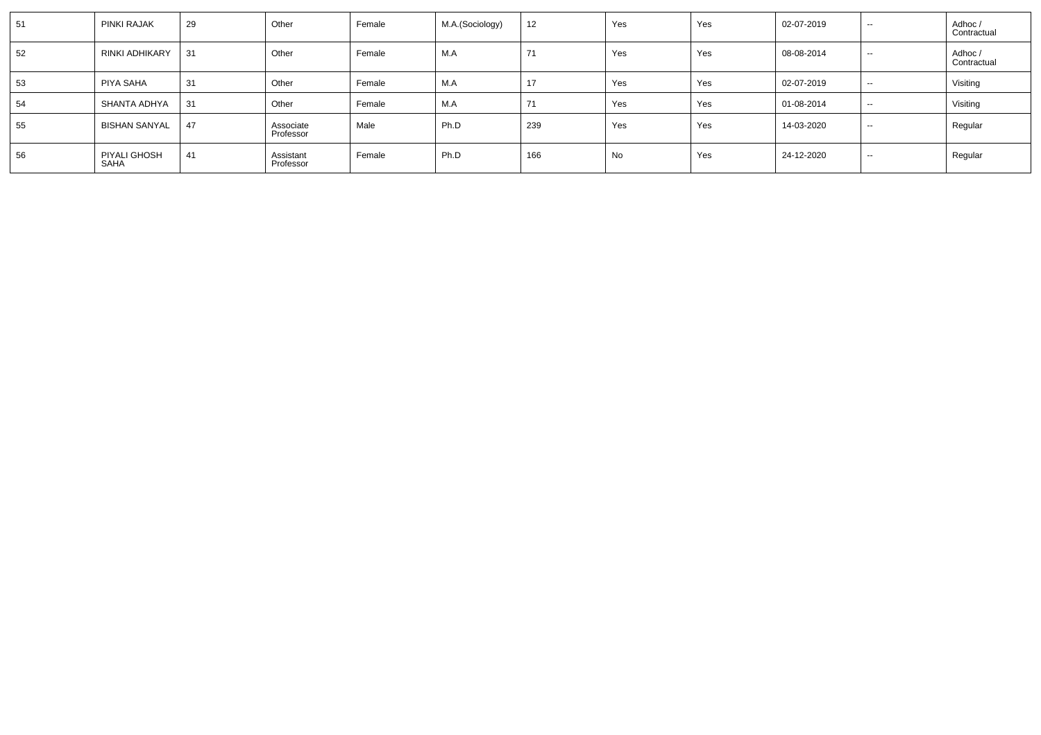| | | | | | | | | | | | |
|---|---|---|---|---|---|---|---|---|---|---|---|
| 51 | PINKI RAJAK | 29 | Other | Female | M.A.(Sociology) | 12 | Yes | Yes | 02-07-2019 | -- | Adhoc / Contractual |
| 52 | RINKI ADHIKARY | 31 | Other | Female | M.A | 71 | Yes | Yes | 08-08-2014 | -- | Adhoc / Contractual |
| 53 | PIYA SAHA | 31 | Other | Female | M.A | 17 | Yes | Yes | 02-07-2019 | -- | Visiting |
| 54 | SHANTA ADHYA | 31 | Other | Female | M.A | 71 | Yes | Yes | 01-08-2014 | -- | Visiting |
| 55 | BISHAN SANYAL | 47 | Associate Professor | Male | Ph.D | 239 | Yes | Yes | 14-03-2020 | -- | Regular |
| 56 | PIYALI GHOSH SAHA | 41 | Assistant Professor | Female | Ph.D | 166 | No | Yes | 24-12-2020 | -- | Regular |